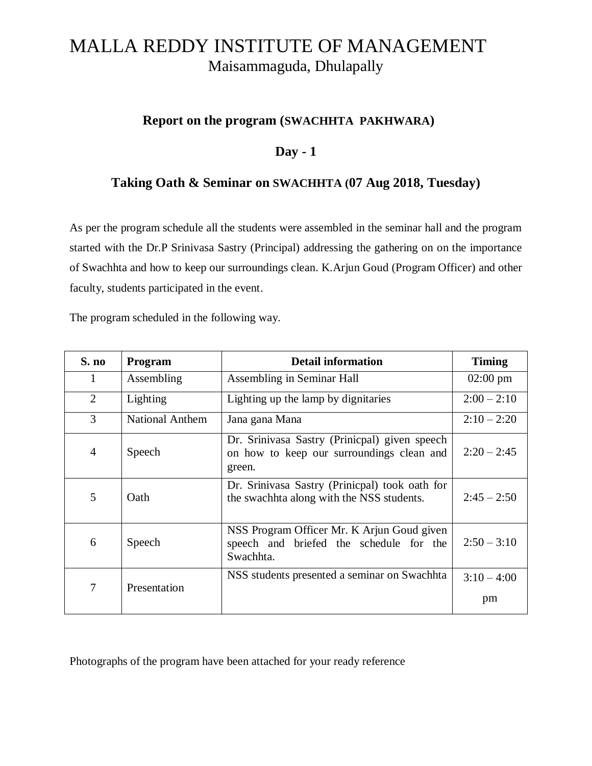# MALLA REDDY INSTITUTE OF MANAGEMENT

Maisammaguda, Dhulapally

## Report on the program (SWACHHTA PAKHWARA)

## Day - 1

## Taking Oath & Seminar on SWACHHTA (07 Aug 2018, Tuesday)

As per the program schedule all the students were assembled in the seminar hall and the program started with the Dr.P Srinivasa Sastry (Principal) addressing the gathering on on the importance of Swachhta and how to keep our surroundings clean. K.Arjun Goud (Program Officer) and other faculty, students participated in the event.

The program scheduled in the following way.

| S. no | Program | Detail information | Timing |
|---|---|---|---|
| 1 | Assembling | Assembling in Seminar Hall | 02:00 pm |
| 2 | Lighting | Lighting up the lamp by dignitaries | 2:00 – 2:10 |
| 3 | National Anthem | Jana gana Mana | 2:10 – 2:20 |
| 4 | Speech | Dr. Srinivasa Sastry (Prinicpal) given speech on how to keep our surroundings clean and green. | 2:20 – 2:45 |
| 5 | Oath | Dr. Srinivasa Sastry (Prinicpal) took oath for the swachhta along with the NSS students. | 2:45 – 2:50 |
| 6 | Speech | NSS Program Officer Mr. K Arjun Goud given speech and briefed the schedule for the Swachhta. | 2:50 – 3:10 |
| 7 | Presentation | NSS students presented a seminar on Swachhta | 3:10 – 4:00 pm |

Photographs of the program have been attached for your ready reference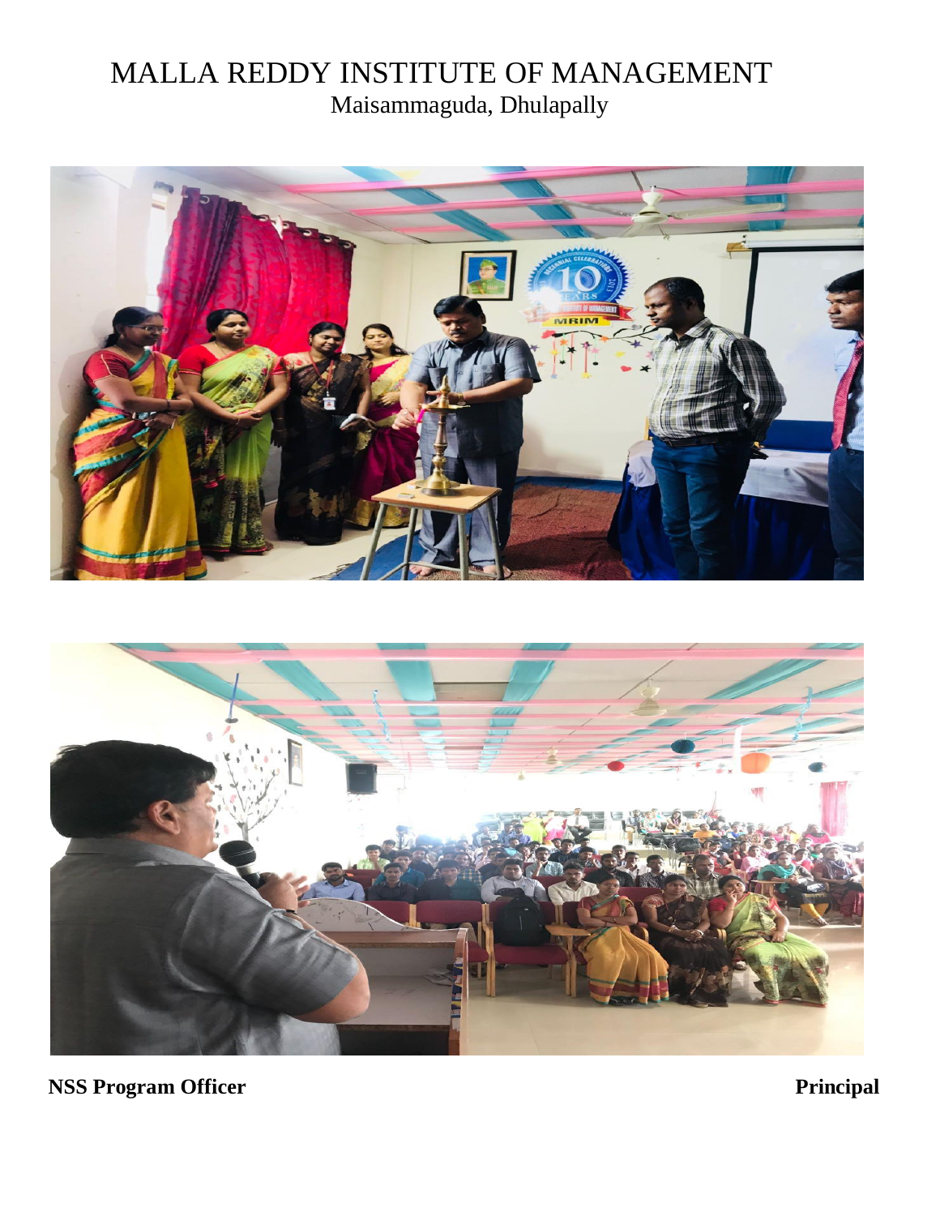# MALLA REDDY INSTITUTE OF MANAGEMENT

Maisammaguda, Dhulapally

**NSS Program Officer** **Principal**